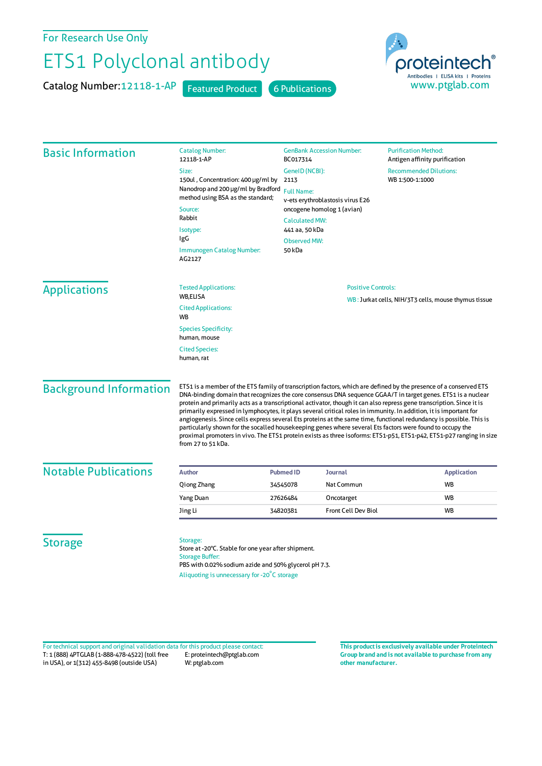For Research Use Only

# ETS1 Polyclonal antibody

Catalog Number: 12118-1-AP    Featured Product    6 Publications

proteintech®
Antibodies | ELISA kits | Proteins
www.ptglab.com

## Basic Information

Catalog Number:
12118-1-AP

Size:
150ul , Concentration: 400 μg/ml by Nanodrop and 200 μg/ml by Bradford method using BSA as the standard;

Source:
Rabbit

Isotype:
IgG

Immunogen Catalog Number:
AG2127

GenBank Accession Number:
BC017314

GeneID (NCBI):
2113

Full Name:
v-ets erythroblastosis virus E26 oncogene homolog 1 (avian)

Calculated MW:
441 aa, 50 kDa

Observed MW:
50 kDa

Purification Method:
Antigen affinity purification

Recommended Dilutions:
WB 1:500-1:1000

## Applications

Tested Applications:
WB,ELISA

Cited Applications:
WB

Species Specificity:
human, mouse

Cited Species:
human, rat

Positive Controls:

WB : Jurkat cells, NIH/3T3 cells, mouse thymus tissue

## Background Information

ETS1 is a member of the ETS family of transcription factors, which are defined by the presence of a conserved ETS DNA-binding domain that recognizes the core consensus DNA sequence GGAA/T in target genes. ETS1 is a nuclear protein and primarily acts as a transcriptional activator, though it can also repress gene transcription. Since it is primarily expressed in lymphocytes, it plays several critical roles in immunity. In addition, it is important for angiogenesis. Since cells express several Ets proteins at the same time, functional redundancy is possible. This is particularly shown for the socalled housekeeping genes where several Ets factors were found to occupy the proximal promoters in vivo. The ETS1 protein exists as three isoforms: ETS1-p51, ETS1-p42, ETS1-p27 ranging in size from 27 to 51 kDa.

## Notable Publications

| Author | Pubmed ID | Journal | Application |
|---|---|---|---|
| Qiong Zhang | 34545078 | Nat Commun | WB |
| Yang Duan | 27626484 | Oncotarget | WB |
| Jing Li | 34820381 | Front Cell Dev Biol | WB |

## Storage

Storage:
Store at -20°C. Stable for one year after shipment.
Storage Buffer:
PBS with 0.02% sodium azide and 50% glycerol pH 7.3.
Aliquoting is unnecessary for -20°C storage

For technical support and original validation data for this product please contact:
T: 1 (888) 4PTGLAB (1-888-478-4522) (toll free in USA), or 1(312) 455-8498 (outside USA)
E: proteintech@ptglab.com
W: ptglab.com

**This product is exclusively available under Proteintech Group brand and is not available to purchase from any other manufacturer.**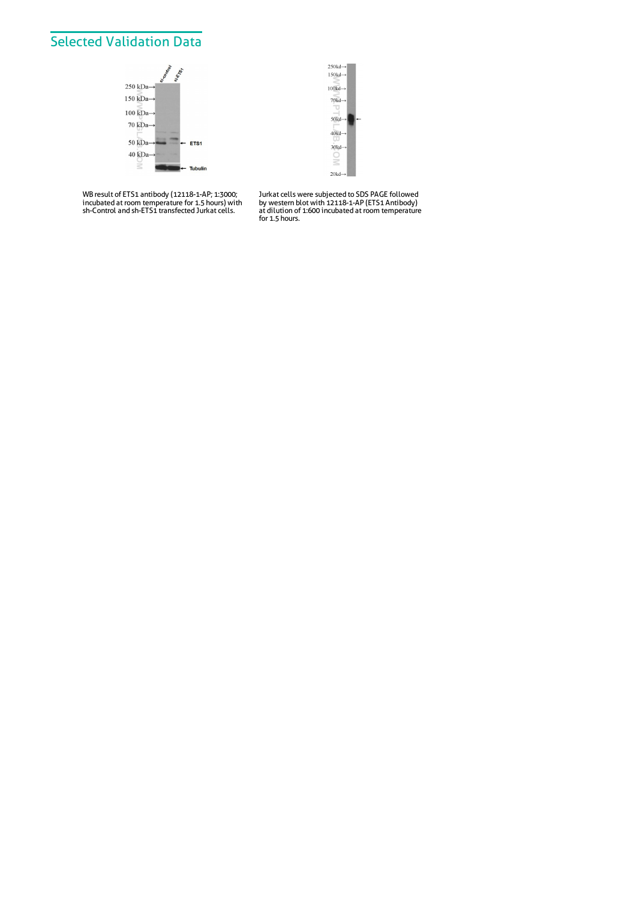## Selected Validation Data

250 kDa→
150 kDa→
100 kDa→
70 kDa→
50 kDa→
40 kDa→
si-control
si-ETS1
← ETS1
← Tubulin

WB result of ETS1 antibody (12118-1-AP; 1:3000; incubated at room temperature for 1.5 hours) with sh-Control and sh-ETS1 transfected Jurkat cells.

250kd→
150kd→
100kd→
70kd→
50kd→
40kd→
30kd→
20kd→

Jurkat cells were subjected to SDS PAGE followed by western blot with 12118-1-AP (ETS1 Antibody) at dilution of 1:600 incubated at room temperature for 1.5 hours.